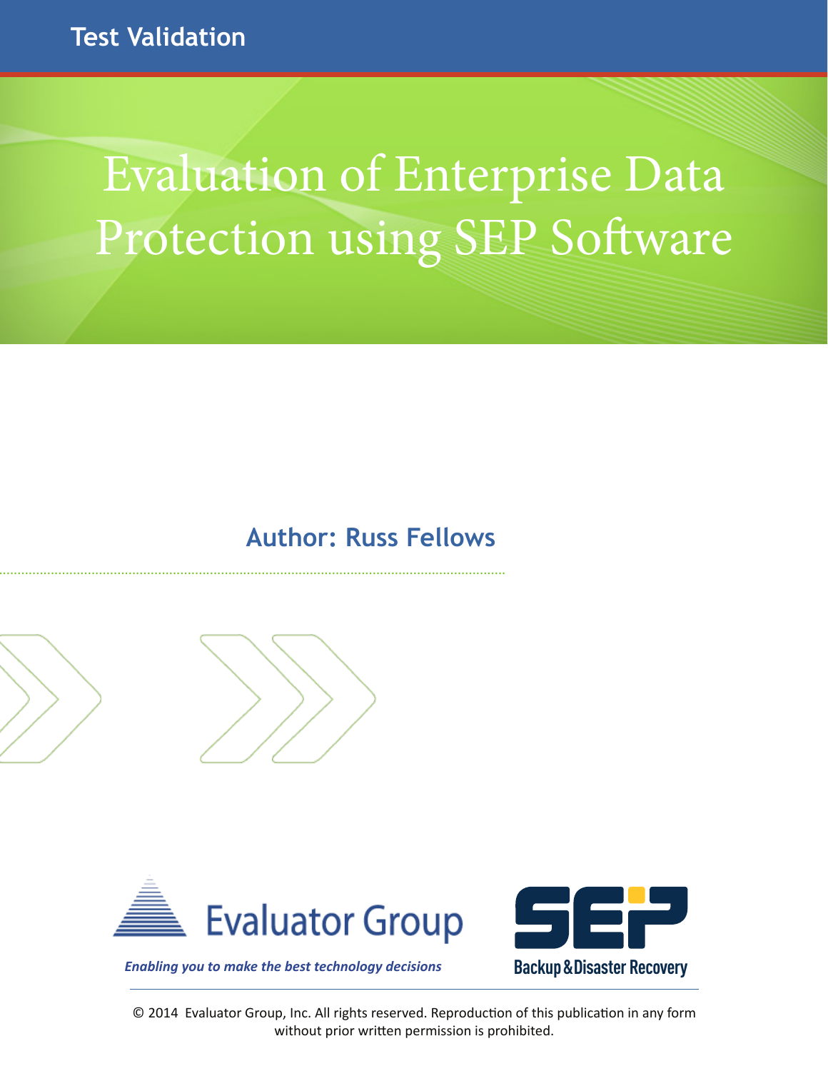Test Validation

# Evaluation of Enterprise Data Protection using SEP Software

**Author: Russ Fellows**

Evaluator Group

*Enabling you to make the best technology decisions*

SEP Backup & Disaster Recovery

© 2014 Evaluator Group, Inc. All rights reserved. Reproduction of this publication in any form without prior written permission is prohibited.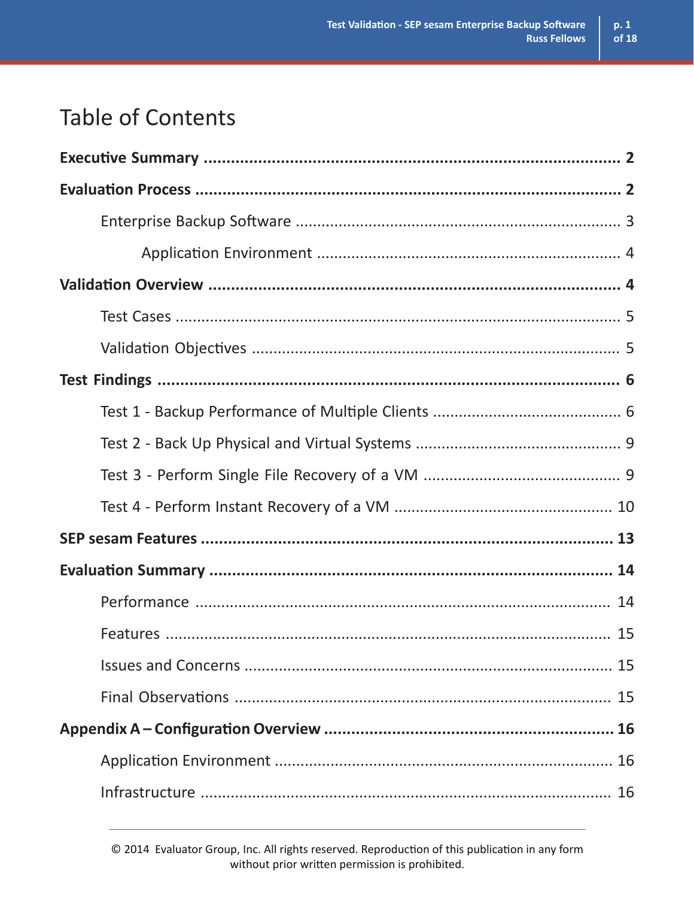# Table of Contents

**Executive Summary ........................................................................................ 2**

**Evaluation Process ........................................................................................ 2**

Enterprise Backup Software ........................................................................ 3

Application Environment ...................................................................... 4

**Validation Overview ...................................................................................... 4**

Test Cases ..................................................................................................... 5

Validation Objectives .................................................................................... 5

**Test Findings ................................................................................................. 6**

Test 1 - Backup Performance of Multiple Clients ........................................... 6

Test 2 - Back Up Physical and Virtual Systems ............................................... 9

Test 3 - Perform Single File Recovery of a VM ............................................... 9

Test 4 - Perform Instant Recovery of a VM .................................................. 10

**SEP sesam Features ..................................................................................... 13**

**Evaluation Summary .................................................................................... 14**

Performance ................................................................................................. 14

Features ........................................................................................................ 15

Issues and Concerns ..................................................................................... 15

Final Observations ........................................................................................ 15

**Appendix A – Configuration Overview ....................................................... 16**

Application Environment ............................................................................. 16

Infrastructure ............................................................................................... 16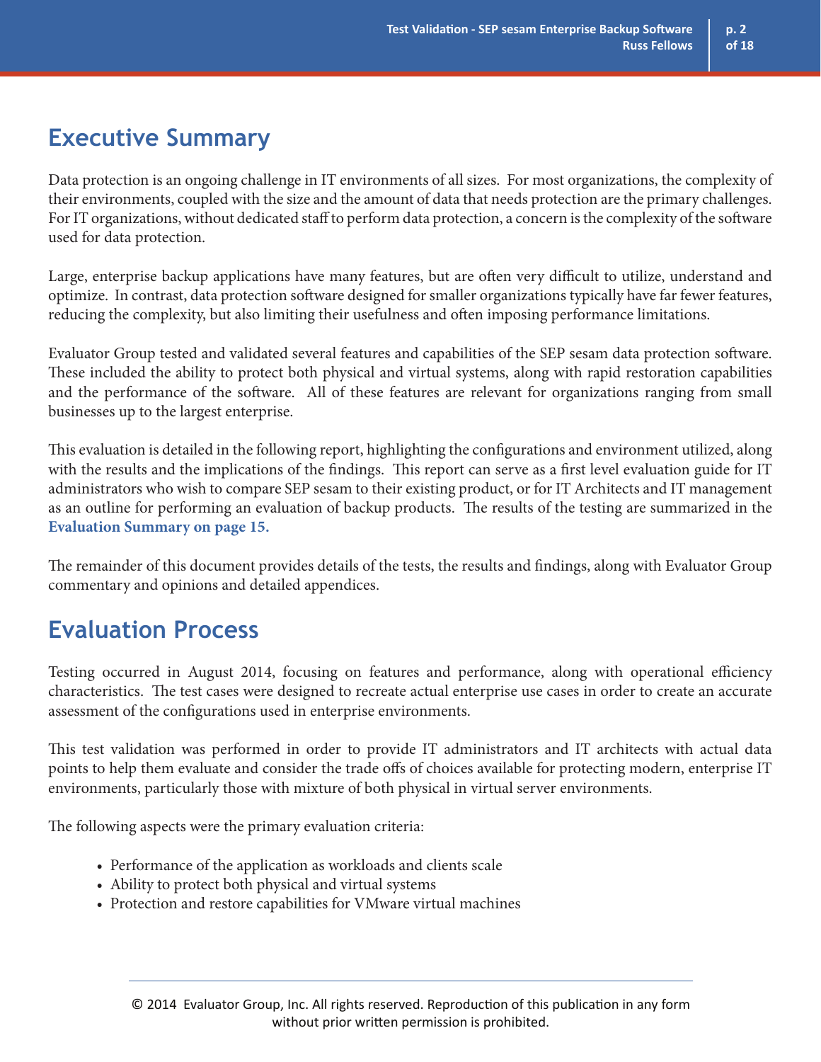## Executive Summary

Data protection is an ongoing challenge in IT environments of all sizes. For most organizations, the complexity of their environments, coupled with the size and the amount of data that needs protection are the primary challenges. For IT organizations, without dedicated staff to perform data protection, a concern is the complexity of the software used for data protection.

Large, enterprise backup applications have many features, but are often very difficult to utilize, understand and optimize. In contrast, data protection software designed for smaller organizations typically have far fewer features, reducing the complexity, but also limiting their usefulness and often imposing performance limitations.

Evaluator Group tested and validated several features and capabilities of the SEP sesam data protection software. These included the ability to protect both physical and virtual systems, along with rapid restoration capabilities and the performance of the software. All of these features are relevant for organizations ranging from small businesses up to the largest enterprise.

This evaluation is detailed in the following report, highlighting the configurations and environment utilized, along with the results and the implications of the findings. This report can serve as a first level evaluation guide for IT administrators who wish to compare SEP sesam to their existing product, or for IT Architects and IT management as an outline for performing an evaluation of backup products. The results of the testing are summarized in the **Evaluation Summary on page 15.**

The remainder of this document provides details of the tests, the results and findings, along with Evaluator Group commentary and opinions and detailed appendices.

## Evaluation Process

Testing occurred in August 2014, focusing on features and performance, along with operational efficiency characteristics. The test cases were designed to recreate actual enterprise use cases in order to create an accurate assessment of the configurations used in enterprise environments.

This test validation was performed in order to provide IT administrators and IT architects with actual data points to help them evaluate and consider the trade offs of choices available for protecting modern, enterprise IT environments, particularly those with mixture of both physical in virtual server environments.

The following aspects were the primary evaluation criteria:

- Performance of the application as workloads and clients scale
- Ability to protect both physical and virtual systems
- Protection and restore capabilities for VMware virtual machines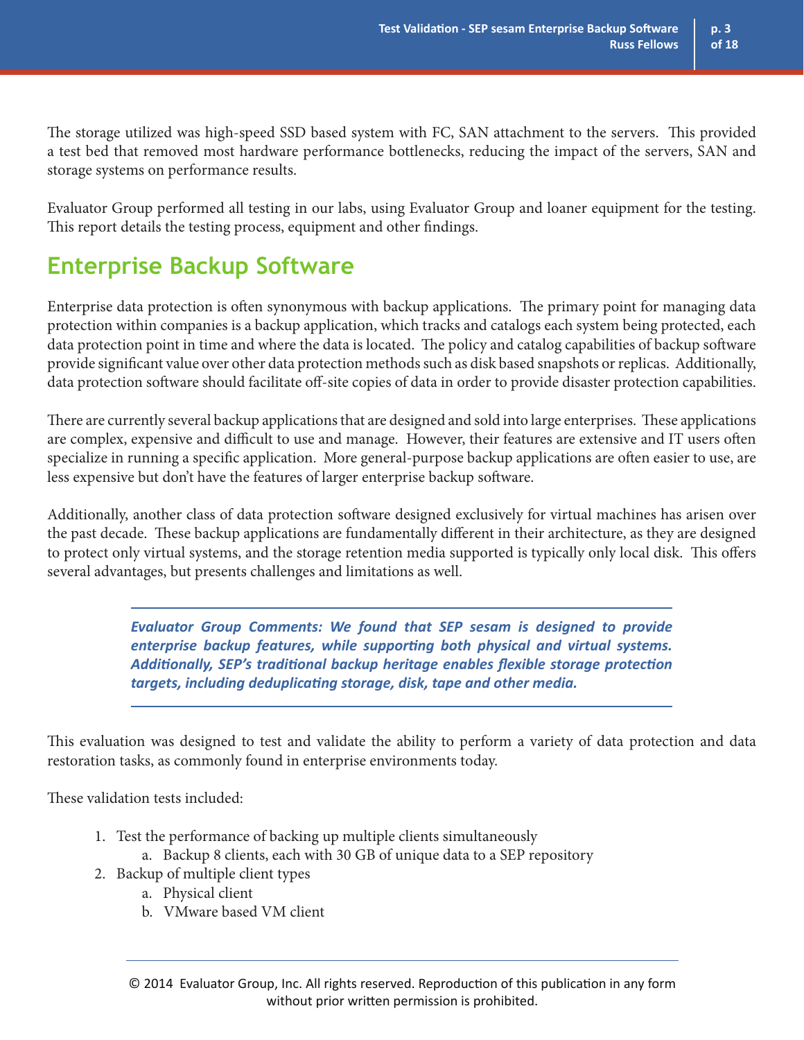The storage utilized was high-speed SSD based system with FC, SAN attachment to the servers. This provided a test bed that removed most hardware performance bottlenecks, reducing the impact of the servers, SAN and storage systems on performance results.

Evaluator Group performed all testing in our labs, using Evaluator Group and loaner equipment for the testing. This report details the testing process, equipment and other findings.

## Enterprise Backup Software

Enterprise data protection is often synonymous with backup applications. The primary point for managing data protection within companies is a backup application, which tracks and catalogs each system being protected, each data protection point in time and where the data is located. The policy and catalog capabilities of backup software provide significant value over other data protection methods such as disk based snapshots or replicas. Additionally, data protection software should facilitate off-site copies of data in order to provide disaster protection capabilities.

There are currently several backup applications that are designed and sold into large enterprises. These applications are complex, expensive and difficult to use and manage. However, their features are extensive and IT users often specialize in running a specific application. More general-purpose backup applications are often easier to use, are less expensive but don't have the features of larger enterprise backup software.

Additionally, another class of data protection software designed exclusively for virtual machines has arisen over the past decade. These backup applications are fundamentally different in their architecture, as they are designed to protect only virtual systems, and the storage retention media supported is typically only local disk. This offers several advantages, but presents challenges and limitations as well.

> ***Evaluator Group Comments: We found that SEP sesam is designed to provide enterprise backup features, while supporting both physical and virtual systems. Additionally, SEP's traditional backup heritage enables flexible storage protection targets, including deduplicating storage, disk, tape and other media.***

This evaluation was designed to test and validate the ability to perform a variety of data protection and data restoration tasks, as commonly found in enterprise environments today.

These validation tests included:

1. Test the performance of backing up multiple clients simultaneously
    a. Backup 8 clients, each with 30 GB of unique data to a SEP repository
2. Backup of multiple client types
    a. Physical client
    b. VMware based VM client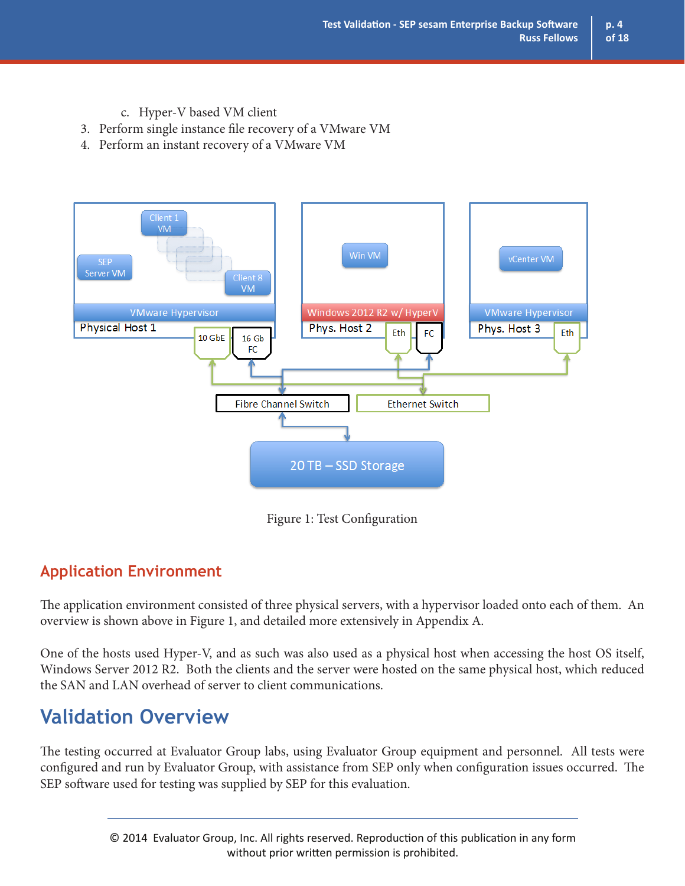c. Hyper-V based VM client

3. Perform single instance file recovery of a VMware VM
4. Perform an instant recovery of a VMware VM

Figure 1: Test Configuration

## Application Environment

The application environment consisted of three physical servers, with a hypervisor loaded onto each of them. An overview is shown above in Figure 1, and detailed more extensively in Appendix A.

One of the hosts used Hyper-V, and as such was also used as a physical host when accessing the host OS itself, Windows Server 2012 R2. Both the clients and the server were hosted on the same physical host, which reduced the SAN and LAN overhead of server to client communications.

# Validation Overview

The testing occurred at Evaluator Group labs, using Evaluator Group equipment and personnel. All tests were configured and run by Evaluator Group, with assistance from SEP only when configuration issues occurred. The SEP software used for testing was supplied by SEP for this evaluation.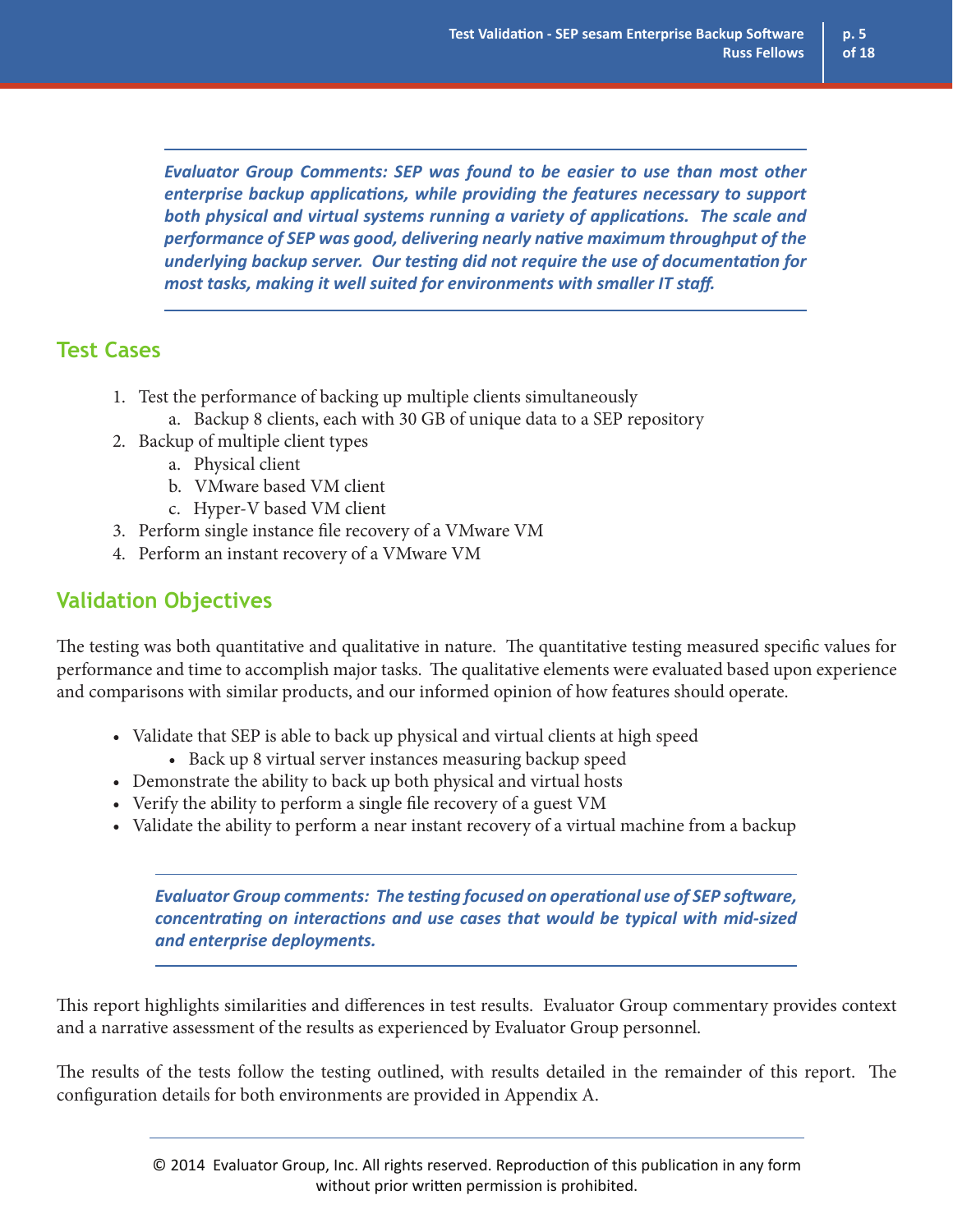***Evaluator Group Comments: SEP was found to be easier to use than most other enterprise backup applications, while providing the features necessary to support both physical and virtual systems running a variety of applications. The scale and performance of SEP was good, delivering nearly native maximum throughput of the underlying backup server. Our testing did not require the use of documentation for most tasks, making it well suited for environments with smaller IT staff.***

## Test Cases

1. Test the performance of backing up multiple clients simultaneously
   a. Backup 8 clients, each with 30 GB of unique data to a SEP repository
2. Backup of multiple client types
   a. Physical client
   b. VMware based VM client
   c. Hyper-V based VM client
3. Perform single instance file recovery of a VMware VM
4. Perform an instant recovery of a VMware VM

## Validation Objectives

The testing was both quantitative and qualitative in nature. The quantitative testing measured specific values for performance and time to accomplish major tasks. The qualitative elements were evaluated based upon experience and comparisons with similar products, and our informed opinion of how features should operate.

- Validate that SEP is able to back up physical and virtual clients at high speed
  - Back up 8 virtual server instances measuring backup speed
- Demonstrate the ability to back up both physical and virtual hosts
- Verify the ability to perform a single file recovery of a guest VM
- Validate the ability to perform a near instant recovery of a virtual machine from a backup

***Evaluator Group comments: The testing focused on operational use of SEP software, concentrating on interactions and use cases that would be typical with mid-sized and enterprise deployments.***

This report highlights similarities and differences in test results. Evaluator Group commentary provides context and a narrative assessment of the results as experienced by Evaluator Group personnel.

The results of the tests follow the testing outlined, with results detailed in the remainder of this report. The configuration details for both environments are provided in Appendix A.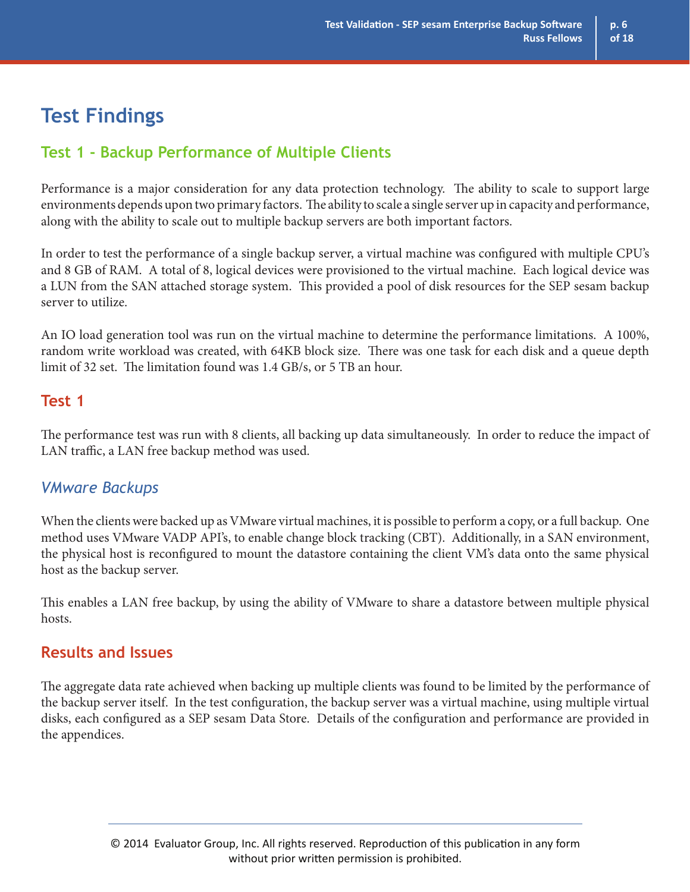# Test Findings

## Test 1 - Backup Performance of Multiple Clients

Performance is a major consideration for any data protection technology. The ability to scale to support large environments depends upon two primary factors. The ability to scale a single server up in capacity and performance, along with the ability to scale out to multiple backup servers are both important factors.

In order to test the performance of a single backup server, a virtual machine was configured with multiple CPU's and 8 GB of RAM. A total of 8, logical devices were provisioned to the virtual machine. Each logical device was a LUN from the SAN attached storage system. This provided a pool of disk resources for the SEP sesam backup server to utilize.

An IO load generation tool was run on the virtual machine to determine the performance limitations. A 100%, random write workload was created, with 64KB block size. There was one task for each disk and a queue depth limit of 32 set. The limitation found was 1.4 GB/s, or 5 TB an hour.

## Test 1

The performance test was run with 8 clients, all backing up data simultaneously. In order to reduce the impact of LAN traffic, a LAN free backup method was used.

### *VMware Backups*

When the clients were backed up as VMware virtual machines, it is possible to perform a copy, or a full backup. One method uses VMware VADP API's, to enable change block tracking (CBT). Additionally, in a SAN environment, the physical host is reconfigured to mount the datastore containing the client VM's data onto the same physical host as the backup server.

This enables a LAN free backup, by using the ability of VMware to share a datastore between multiple physical hosts.

## Results and Issues

The aggregate data rate achieved when backing up multiple clients was found to be limited by the performance of the backup server itself. In the test configuration, the backup server was a virtual machine, using multiple virtual disks, each configured as a SEP sesam Data Store. Details of the configuration and performance are provided in the appendices.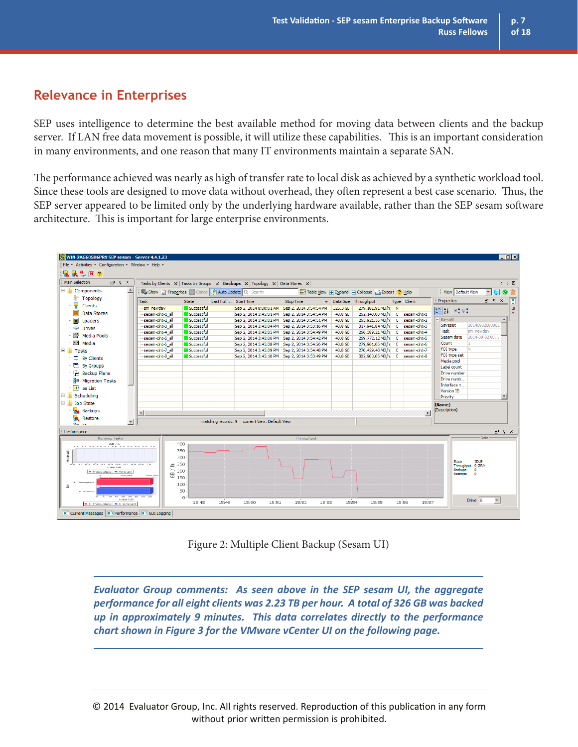## Relevance in Enterprises

SEP uses intelligence to determine the best available method for moving data between clients and the backup server. If LAN free data movement is possible, it will utilize these capabilities. This is an important consideration in many environments, and one reason that many IT environments maintain a separate SAN.

The performance achieved was nearly as high of transfer rate to local disk as achieved by a synthetic workload tool. Since these tools are designed to move data without overhead, they often represent a best case scenario. Thus, the SEP server appeared to be limited only by the underlying hardware available, rather than the SEP sesam software architecture. This is important for large enterprise environments.

Figure 2: Multiple Client Backup (Sesam UI)

***Evaluator Group comments: As seen above in the SEP sesam UI, the aggregate performance for all eight clients was 2.23 TB per hour. A total of 326 GB was backed up in approximately 9 minutes. This data correlates directly to the performance chart shown in Figure 3 for the VMware vCenter UI on the following page.***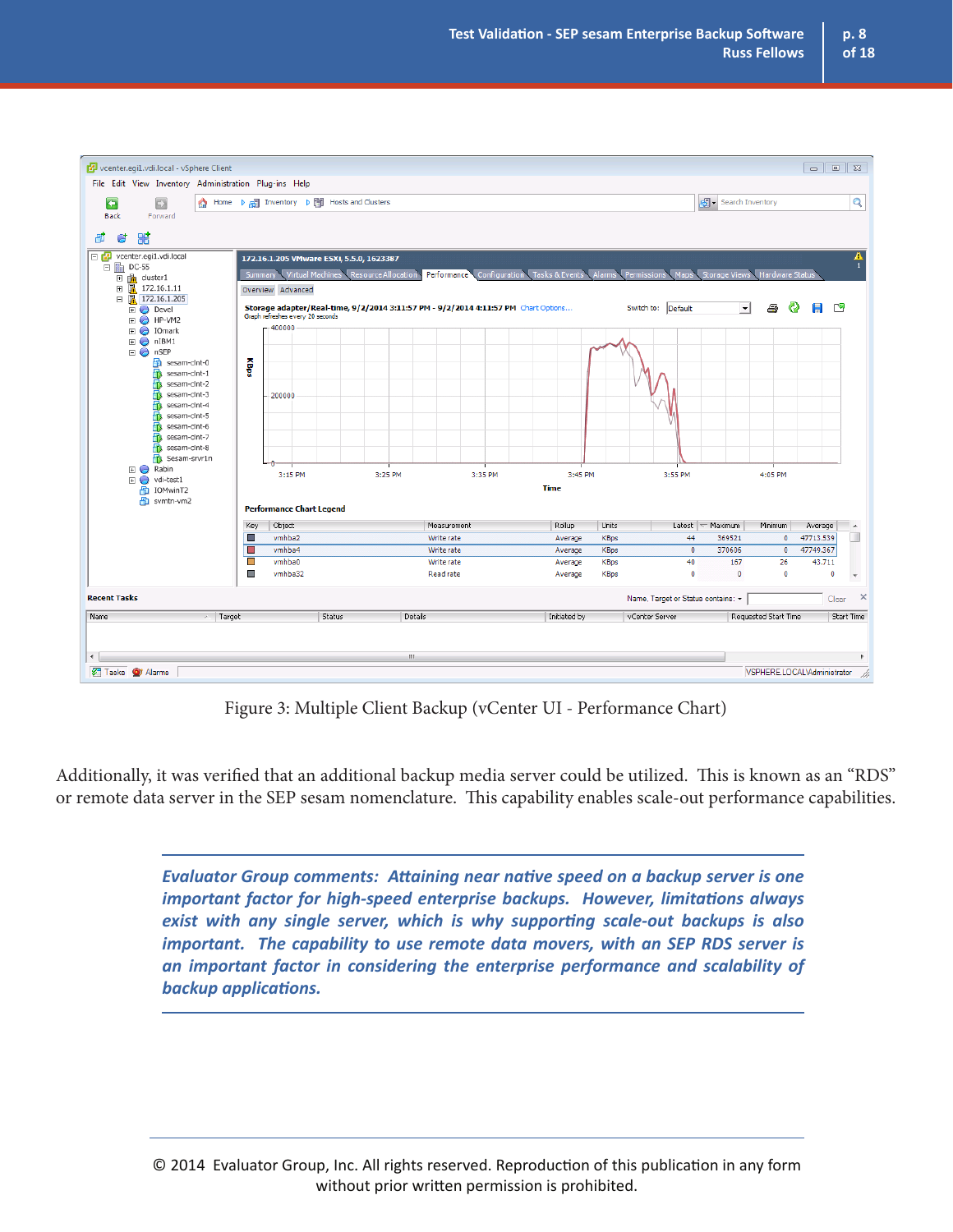Figure 3: Multiple Client Backup (vCenter UI - Performance Chart)

Additionally, it was verified that an additional backup media server could be utilized. This is known as an "RDS" or remote data server in the SEP sesam nomenclature. This capability enables scale-out performance capabilities.

> ***Evaluator Group comments:** Attaining near native speed on a backup server is one important factor for high-speed enterprise backups. However, limitations always exist with any single server, which is why supporting scale-out backups is also important. The capability to use remote data movers, with an SEP RDS server is an important factor in considering the enterprise performance and scalability of backup applications.*

© 2014 Evaluator Group, Inc. All rights reserved. Reproduction of this publication in any form without prior written permission is prohibited.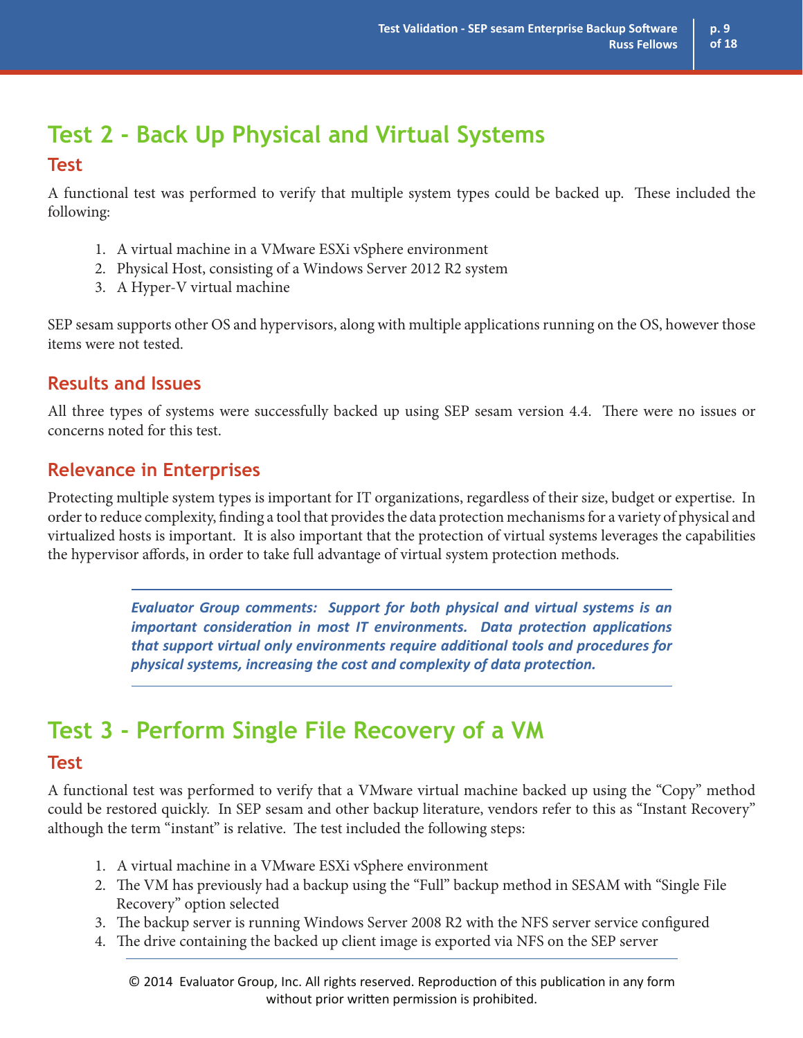# Test 2 - Back Up Physical and Virtual Systems

## Test

A functional test was performed to verify that multiple system types could be backed up. These included the following:

1. A virtual machine in a VMware ESXi vSphere environment
2. Physical Host, consisting of a Windows Server 2012 R2 system
3. A Hyper-V virtual machine

SEP sesam supports other OS and hypervisors, along with multiple applications running on the OS, however those items were not tested.

## Results and Issues

All three types of systems were successfully backed up using SEP sesam version 4.4. There were no issues or concerns noted for this test.

## Relevance in Enterprises

Protecting multiple system types is important for IT organizations, regardless of their size, budget or expertise. In order to reduce complexity, finding a tool that provides the data protection mechanisms for a variety of physical and virtualized hosts is important. It is also important that the protection of virtual systems leverages the capabilities the hypervisor affords, in order to take full advantage of virtual system protection methods.

***Evaluator Group comments: Support for both physical and virtual systems is an important consideration in most IT environments. Data protection applications that support virtual only environments require additional tools and procedures for physical systems, increasing the cost and complexity of data protection.***

# Test 3 - Perform Single File Recovery of a VM

## Test

A functional test was performed to verify that a VMware virtual machine backed up using the "Copy" method could be restored quickly. In SEP sesam and other backup literature, vendors refer to this as "Instant Recovery" although the term "instant" is relative. The test included the following steps:

1. A virtual machine in a VMware ESXi vSphere environment
2. The VM has previously had a backup using the "Full" backup method in SESAM with "Single File Recovery" option selected
3. The backup server is running Windows Server 2008 R2 with the NFS server service configured
4. The drive containing the backed up client image is exported via NFS on the SEP server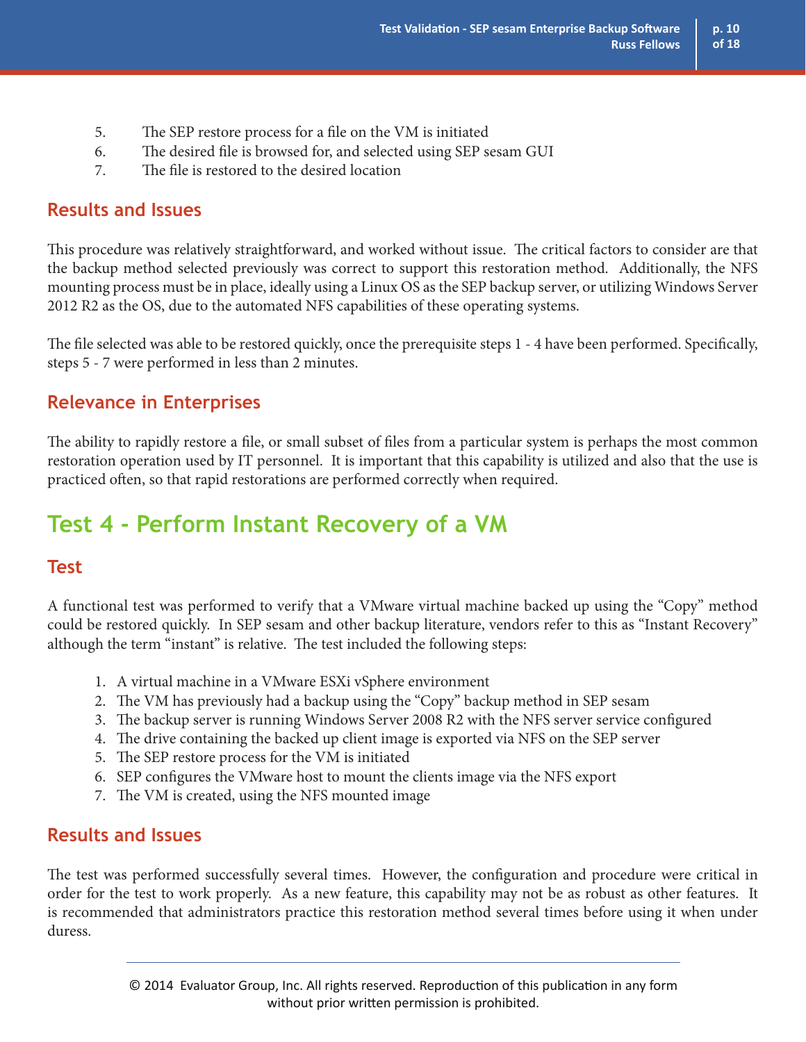5. The SEP restore process for a file on the VM is initiated
6. The desired file is browsed for, and selected using SEP sesam GUI
7. The file is restored to the desired location

### Results and Issues

This procedure was relatively straightforward, and worked without issue. The critical factors to consider are that the backup method selected previously was correct to support this restoration method. Additionally, the NFS mounting process must be in place, ideally using a Linux OS as the SEP backup server, or utilizing Windows Server 2012 R2 as the OS, due to the automated NFS capabilities of these operating systems.

The file selected was able to be restored quickly, once the prerequisite steps 1 - 4 have been performed. Specifically, steps 5 - 7 were performed in less than 2 minutes.

### Relevance in Enterprises

The ability to rapidly restore a file, or small subset of files from a particular system is perhaps the most common restoration operation used by IT personnel. It is important that this capability is utilized and also that the use is practiced often, so that rapid restorations are performed correctly when required.

## Test 4 - Perform Instant Recovery of a VM

### Test

A functional test was performed to verify that a VMware virtual machine backed up using the "Copy" method could be restored quickly. In SEP sesam and other backup literature, vendors refer to this as "Instant Recovery" although the term "instant" is relative. The test included the following steps:

1. A virtual machine in a VMware ESXi vSphere environment
2. The VM has previously had a backup using the "Copy" backup method in SEP sesam
3. The backup server is running Windows Server 2008 R2 with the NFS server service configured
4. The drive containing the backed up client image is exported via NFS on the SEP server
5. The SEP restore process for the VM is initiated
6. SEP configures the VMware host to mount the clients image via the NFS export
7. The VM is created, using the NFS mounted image

### Results and Issues

The test was performed successfully several times. However, the configuration and procedure were critical in order for the test to work properly. As a new feature, this capability may not be as robust as other features. It is recommended that administrators practice this restoration method several times before using it when under duress.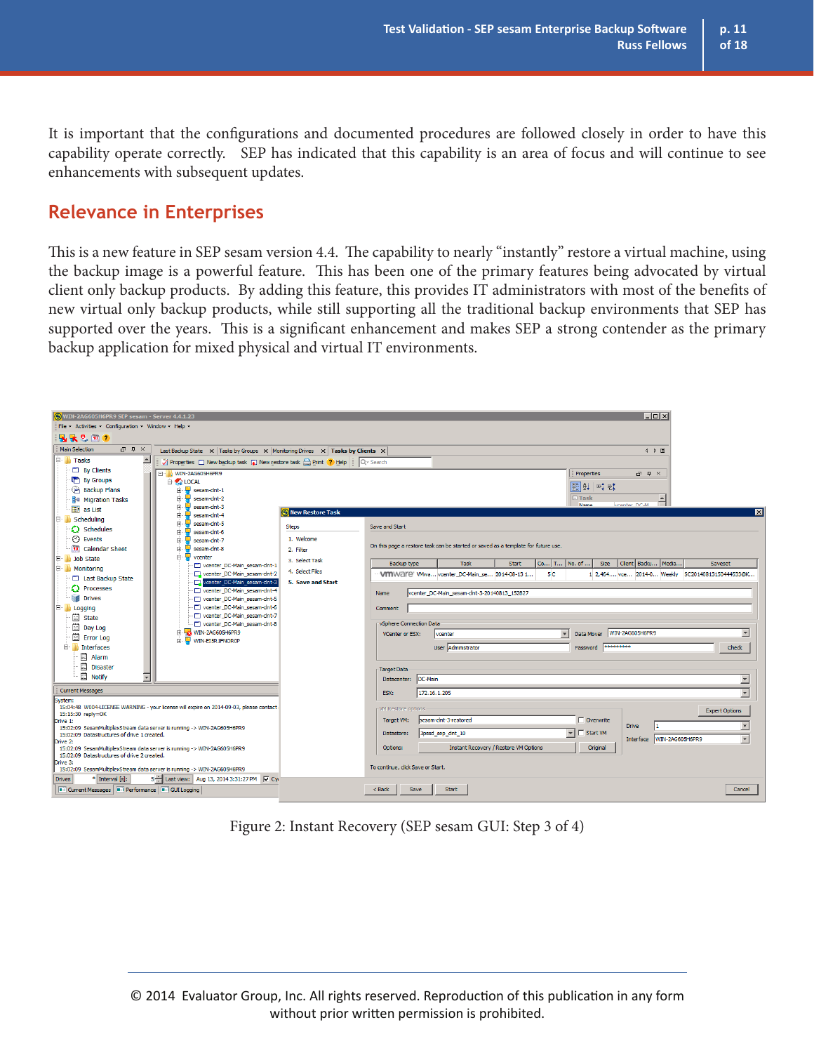It is important that the configurations and documented procedures are followed closely in order to have this capability operate correctly. SEP has indicated that this capability is an area of focus and will continue to see enhancements with subsequent updates.

## Relevance in Enterprises

This is a new feature in SEP sesam version 4.4. The capability to nearly "instantly" restore a virtual machine, using the backup image is a powerful feature. This has been one of the primary features being advocated by virtual client only backup products. By adding this feature, this provides IT administrators with most of the benefits of new virtual only backup products, while still supporting all the traditional backup environments that SEP has supported over the years. This is a significant enhancement and makes SEP a strong contender as the primary backup application for mixed physical and virtual IT environments.

Figure 2: Instant Recovery (SEP sesam GUI: Step 3 of 4)

© 2014 Evaluator Group, Inc. All rights reserved. Reproduction of this publication in any form without prior written permission is prohibited.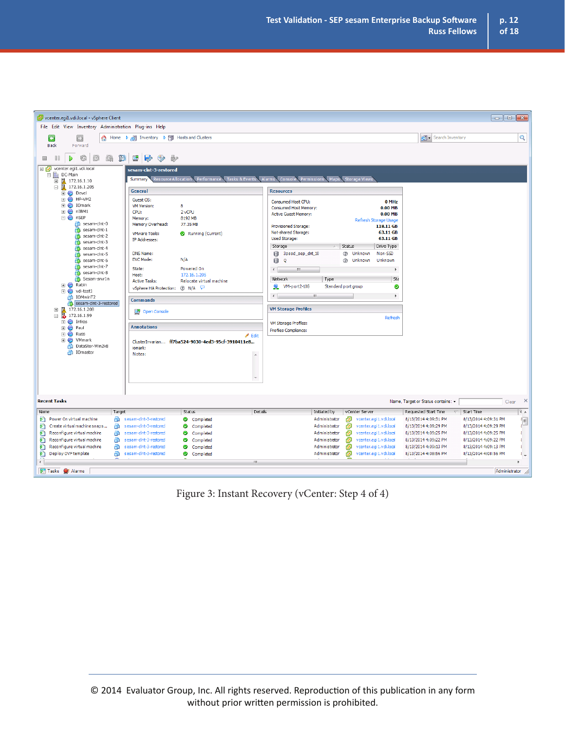Figure 3: Instant Recovery (vCenter: Step 4 of 4)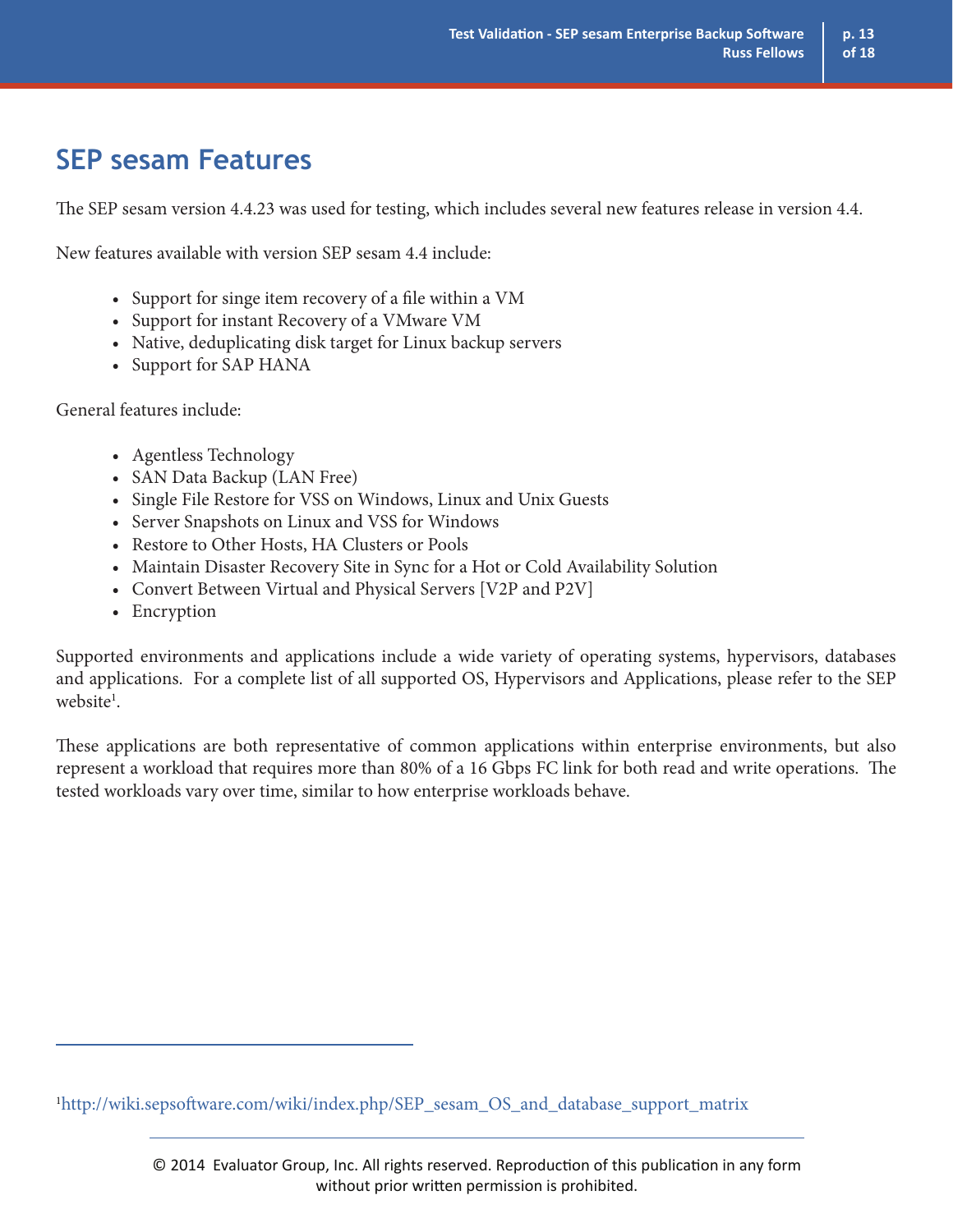## SEP sesam Features

The SEP sesam version 4.4.23 was used for testing, which includes several new features release in version 4.4.

New features available with version SEP sesam 4.4 include:

- Support for singe item recovery of a file within a VM
- Support for instant Recovery of a VMware VM
- Native, deduplicating disk target for Linux backup servers
- Support for SAP HANA

General features include:

- Agentless Technology
- SAN Data Backup (LAN Free)
- Single File Restore for VSS on Windows, Linux and Unix Guests
- Server Snapshots on Linux and VSS for Windows
- Restore to Other Hosts, HA Clusters or Pools
- Maintain Disaster Recovery Site in Sync for a Hot or Cold Availability Solution
- Convert Between Virtual and Physical Servers [V2P and P2V]
- Encryption

Supported environments and applications include a wide variety of operating systems, hypervisors, databases and applications. For a complete list of all supported OS, Hypervisors and Applications, please refer to the SEP website[1].

These applications are both representative of common applications within enterprise environments, but also represent a workload that requires more than 80% of a 16 Gbps FC link for both read and write operations. The tested workloads vary over time, similar to how enterprise workloads behave.

---

[1] http://wiki.sepsoftware.com/wiki/index.php/SEP_sesam_OS_and_database_support_matrix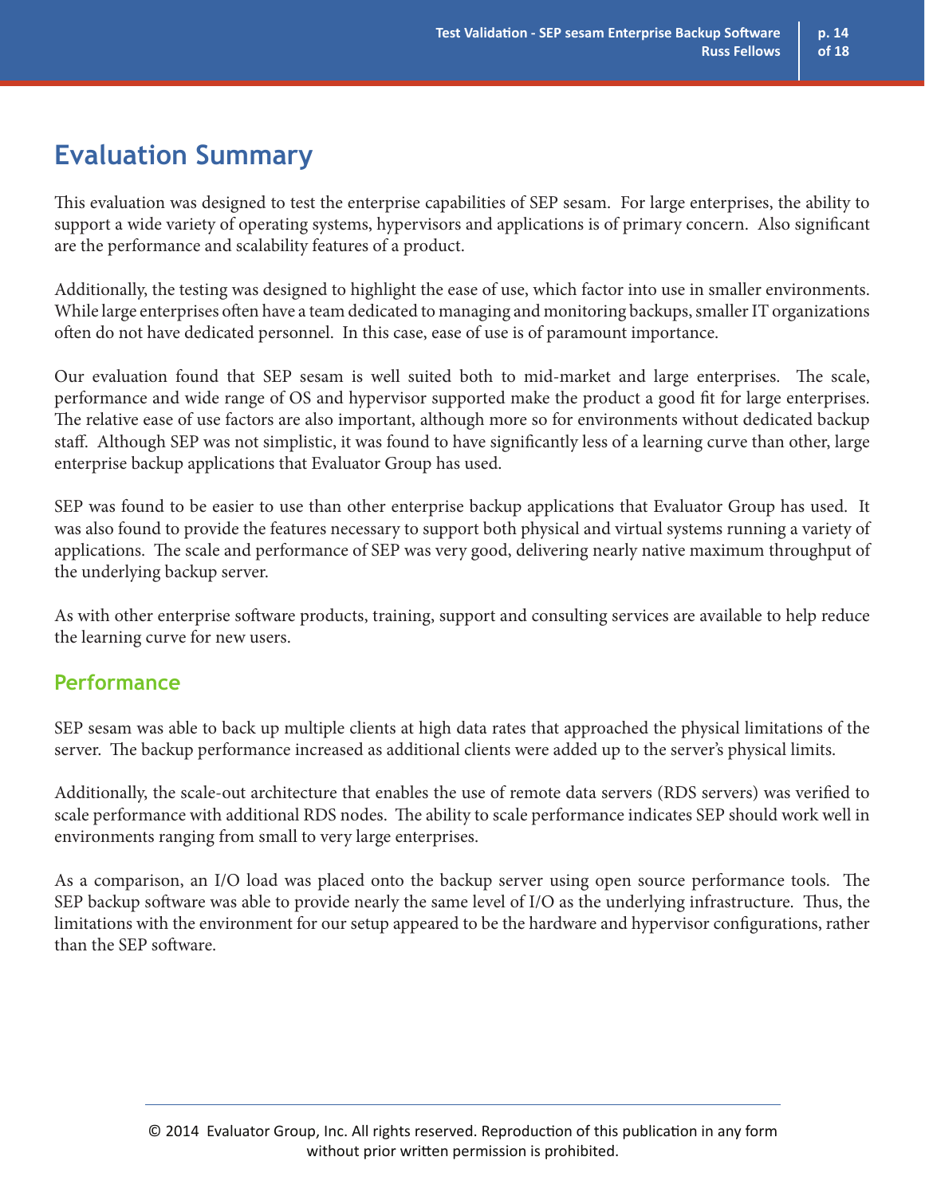## Evaluation Summary

This evaluation was designed to test the enterprise capabilities of SEP sesam. For large enterprises, the ability to support a wide variety of operating systems, hypervisors and applications is of primary concern. Also significant are the performance and scalability features of a product.

Additionally, the testing was designed to highlight the ease of use, which factor into use in smaller environments. While large enterprises often have a team dedicated to managing and monitoring backups, smaller IT organizations often do not have dedicated personnel. In this case, ease of use is of paramount importance.

Our evaluation found that SEP sesam is well suited both to mid-market and large enterprises. The scale, performance and wide range of OS and hypervisor supported make the product a good fit for large enterprises. The relative ease of use factors are also important, although more so for environments without dedicated backup staff. Although SEP was not simplistic, it was found to have significantly less of a learning curve than other, large enterprise backup applications that Evaluator Group has used.

SEP was found to be easier to use than other enterprise backup applications that Evaluator Group has used. It was also found to provide the features necessary to support both physical and virtual systems running a variety of applications. The scale and performance of SEP was very good, delivering nearly native maximum throughput of the underlying backup server.

As with other enterprise software products, training, support and consulting services are available to help reduce the learning curve for new users.

### Performance

SEP sesam was able to back up multiple clients at high data rates that approached the physical limitations of the server. The backup performance increased as additional clients were added up to the server's physical limits.

Additionally, the scale-out architecture that enables the use of remote data servers (RDS servers) was verified to scale performance with additional RDS nodes. The ability to scale performance indicates SEP should work well in environments ranging from small to very large enterprises.

As a comparison, an I/O load was placed onto the backup server using open source performance tools. The SEP backup software was able to provide nearly the same level of I/O as the underlying infrastructure. Thus, the limitations with the environment for our setup appeared to be the hardware and hypervisor configurations, rather than the SEP software.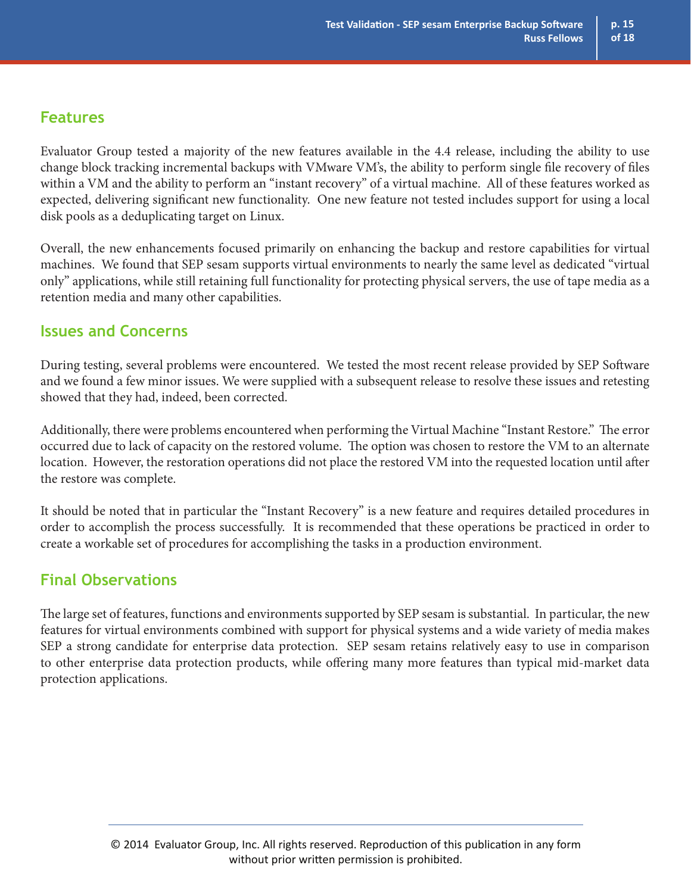## Features

Evaluator Group tested a majority of the new features available in the 4.4 release, including the ability to use change block tracking incremental backups with VMware VM's, the ability to perform single file recovery of files within a VM and the ability to perform an "instant recovery" of a virtual machine. All of these features worked as expected, delivering significant new functionality. One new feature not tested includes support for using a local disk pools as a deduplicating target on Linux.

Overall, the new enhancements focused primarily on enhancing the backup and restore capabilities for virtual machines. We found that SEP sesam supports virtual environments to nearly the same level as dedicated "virtual only" applications, while still retaining full functionality for protecting physical servers, the use of tape media as a retention media and many other capabilities.

## Issues and Concerns

During testing, several problems were encountered. We tested the most recent release provided by SEP Software and we found a few minor issues. We were supplied with a subsequent release to resolve these issues and retesting showed that they had, indeed, been corrected.

Additionally, there were problems encountered when performing the Virtual Machine "Instant Restore." The error occurred due to lack of capacity on the restored volume. The option was chosen to restore the VM to an alternate location. However, the restoration operations did not place the restored VM into the requested location until after the restore was complete.

It should be noted that in particular the "Instant Recovery" is a new feature and requires detailed procedures in order to accomplish the process successfully. It is recommended that these operations be practiced in order to create a workable set of procedures for accomplishing the tasks in a production environment.

## Final Observations

The large set of features, functions and environments supported by SEP sesam is substantial. In particular, the new features for virtual environments combined with support for physical systems and a wide variety of media makes SEP a strong candidate for enterprise data protection. SEP sesam retains relatively easy to use in comparison to other enterprise data protection products, while offering many more features than typical mid-market data protection applications.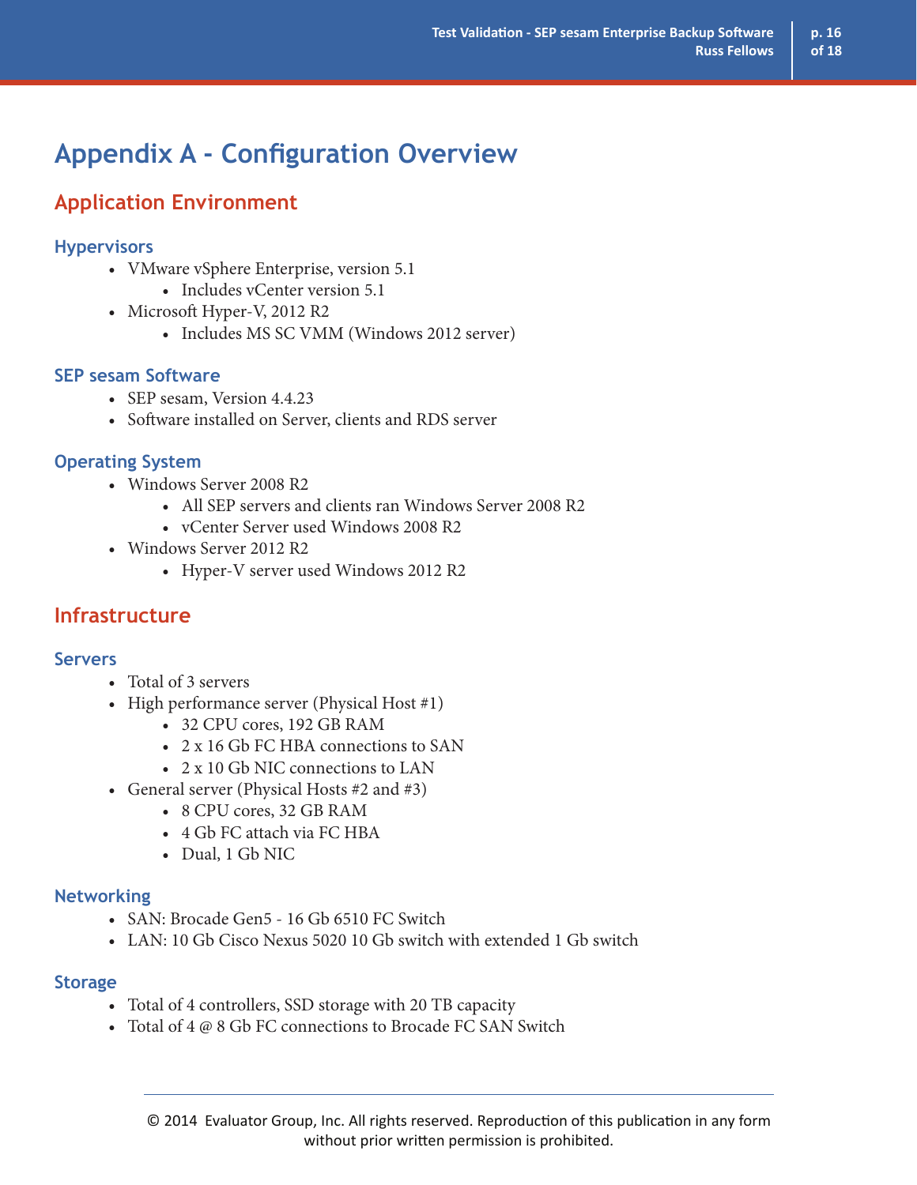# Appendix A - Configuration Overview

## Application Environment

### Hypervisors

- VMware vSphere Enterprise, version 5.1
    - Includes vCenter version 5.1
- Microsoft Hyper-V, 2012 R2
    - Includes MS SC VMM (Windows 2012 server)

### SEP sesam Software

- SEP sesam, Version 4.4.23
- Software installed on Server, clients and RDS server

### Operating System

- Windows Server 2008 R2
    - All SEP servers and clients ran Windows Server 2008 R2
    - vCenter Server used Windows 2008 R2
- Windows Server 2012 R2
    - Hyper-V server used Windows 2012 R2

## Infrastructure

### Servers

- Total of 3 servers
- High performance server (Physical Host #1)
    - 32 CPU cores, 192 GB RAM
    - 2 x 16 Gb FC HBA connections to SAN
    - 2 x 10 Gb NIC connections to LAN
- General server (Physical Hosts #2 and #3)
    - 8 CPU cores, 32 GB RAM
    - 4 Gb FC attach via FC HBA
    - Dual, 1 Gb NIC

### Networking

- SAN: Brocade Gen5 - 16 Gb 6510 FC Switch
- LAN: 10 Gb Cisco Nexus 5020 10 Gb switch with extended 1 Gb switch

### Storage

- Total of 4 controllers, SSD storage with 20 TB capacity
- Total of 4 @ 8 Gb FC connections to Brocade FC SAN Switch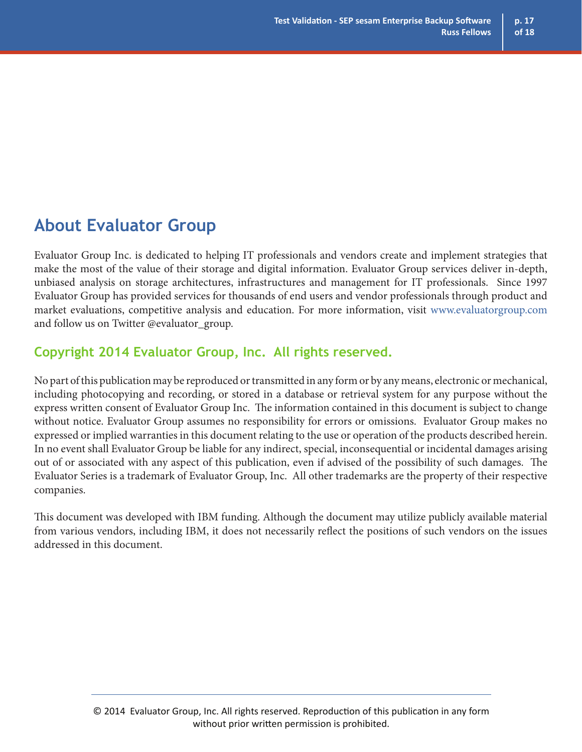## About Evaluator Group

Evaluator Group Inc. is dedicated to helping IT professionals and vendors create and implement strategies that make the most of the value of their storage and digital information. Evaluator Group services deliver in-depth, unbiased analysis on storage architectures, infrastructures and management for IT professionals. Since 1997 Evaluator Group has provided services for thousands of end users and vendor professionals through product and market evaluations, competitive analysis and education. For more information, visit www.evaluatorgroup.com and follow us on Twitter @evaluator_group.

### Copyright 2014 Evaluator Group, Inc. All rights reserved.

No part of this publication may be reproduced or transmitted in any form or by any means, electronic or mechanical, including photocopying and recording, or stored in a database or retrieval system for any purpose without the express written consent of Evaluator Group Inc. The information contained in this document is subject to change without notice. Evaluator Group assumes no responsibility for errors or omissions. Evaluator Group makes no expressed or implied warranties in this document relating to the use or operation of the products described herein. In no event shall Evaluator Group be liable for any indirect, special, inconsequential or incidental damages arising out of or associated with any aspect of this publication, even if advised of the possibility of such damages. The Evaluator Series is a trademark of Evaluator Group, Inc. All other trademarks are the property of their respective companies.

This document was developed with IBM funding. Although the document may utilize publicly available material from various vendors, including IBM, it does not necessarily reflect the positions of such vendors on the issues addressed in this document.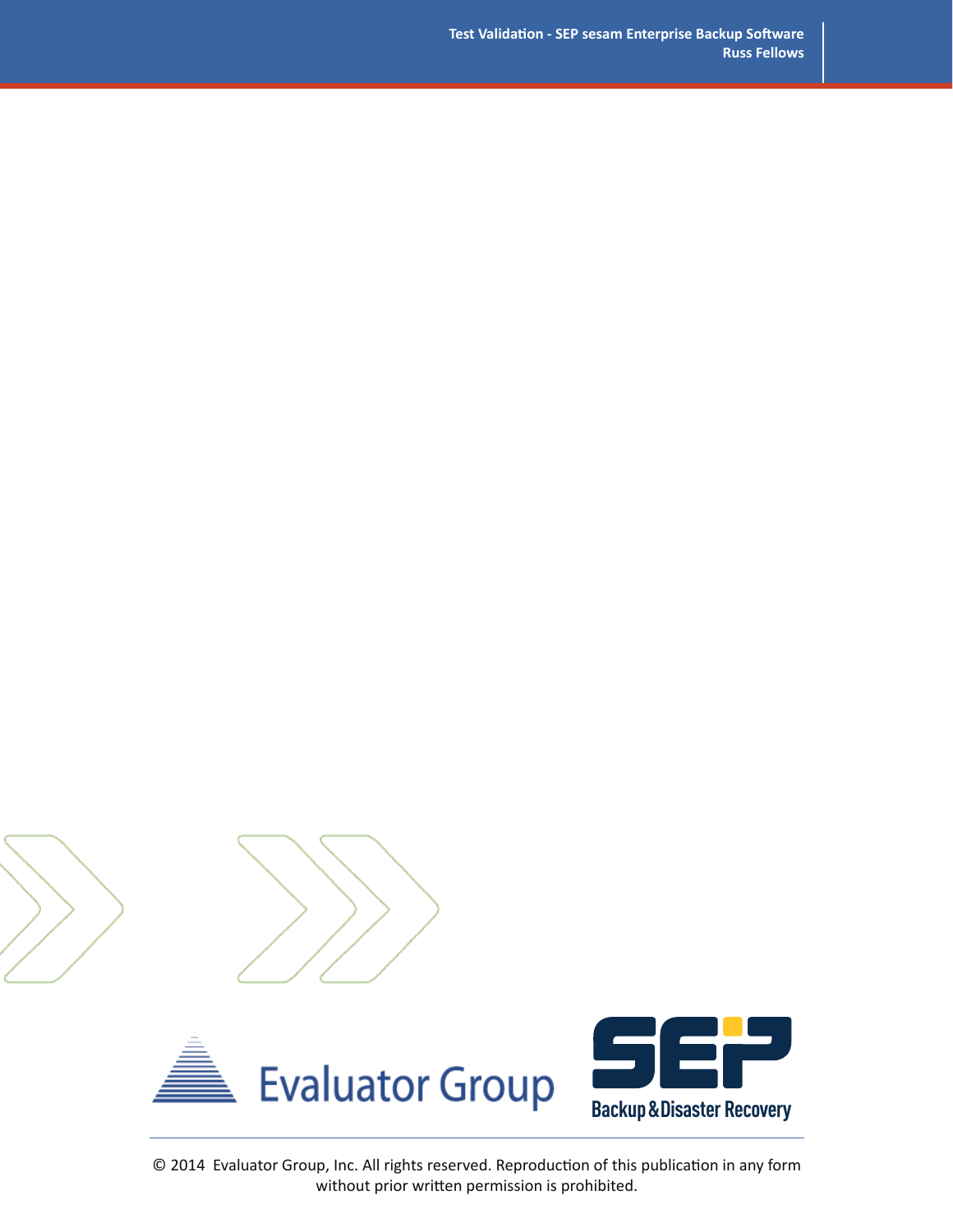© 2014 Evaluator Group, Inc. All rights reserved. Reproduction of this publication in any form without prior written permission is prohibited.